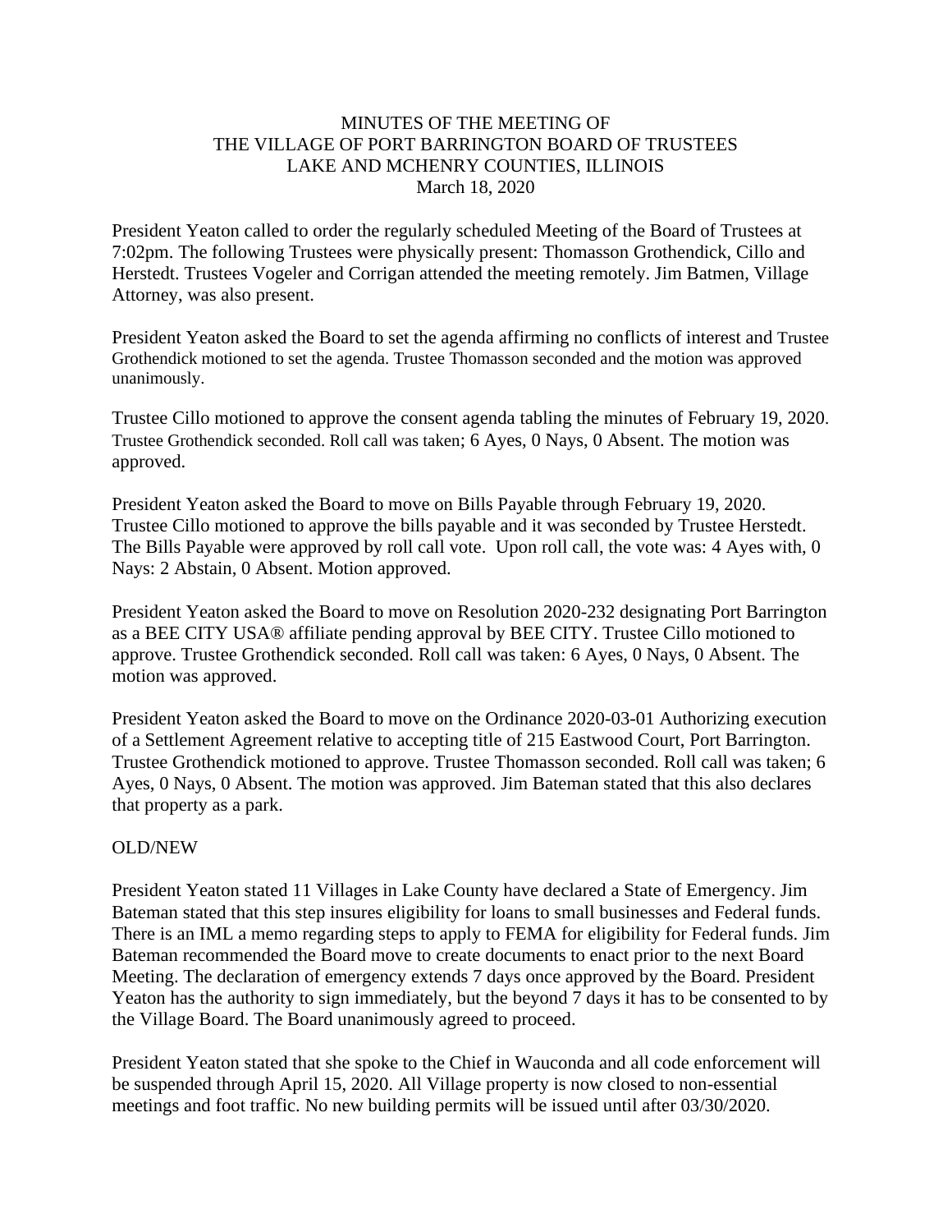# MINUTES OF THE MEETING OF THE VILLAGE OF PORT BARRINGTON BOARD OF TRUSTEES LAKE AND MCHENRY COUNTIES, ILLINOIS

March 18, 2020

President Yeaton called to order the regularly scheduled Meeting of the Board of Trustees at 7:02pm. The following Trustees were physically present: Thomasson Grothendick, Cillo and Herstedt. Trustees Vogeler and Corrigan attended the meeting remotely. Jim Batmen, Village Attorney, was also present.

President Yeaton asked the Board to set the agenda affirming no conflicts of interest and Trustee Grothendick motioned to set the agenda. Trustee Thomasson seconded and the motion was approved unanimously.

Trustee Cillo motioned to approve the consent agenda tabling the minutes of February 19, 2020. Trustee Grothendick seconded. Roll call was taken; 6 Ayes, 0 Nays, 0 Absent. The motion was approved.

President Yeaton asked the Board to move on Bills Payable through February 19, 2020. Trustee Cillo motioned to approve the bills payable and it was seconded by Trustee Herstedt. The Bills Payable were approved by roll call vote. Upon roll call, the vote was: 4 Ayes with, 0 Nays: 2 Abstain, 0 Absent. Motion approved.

President Yeaton asked the Board to move on Resolution 2020-232 designating Port Barrington as a BEE CITY USA® affiliate pending approval by BEE CITY. Trustee Cillo motioned to approve. Trustee Grothendick seconded. Roll call was taken: 6 Ayes, 0 Nays, 0 Absent. The motion was approved.

President Yeaton asked the Board to move on the Ordinance 2020-03-01 Authorizing execution of a Settlement Agreement relative to accepting title of 215 Eastwood Court, Port Barrington. Trustee Grothendick motioned to approve. Trustee Thomasson seconded. Roll call was taken; 6 Ayes, 0 Nays, 0 Absent. The motion was approved. Jim Bateman stated that this also declares that property as a park.

OLD/NEW

President Yeaton stated 11 Villages in Lake County have declared a State of Emergency. Jim Bateman stated that this step insures eligibility for loans to small businesses and Federal funds. There is an IML a memo regarding steps to apply to FEMA for eligibility for Federal funds. Jim Bateman recommended the Board move to create documents to enact prior to the next Board Meeting. The declaration of emergency extends 7 days once approved by the Board. President Yeaton has the authority to sign immediately, but the beyond 7 days it has to be consented to by the Village Board. The Board unanimously agreed to proceed.

President Yeaton stated that she spoke to the Chief in Wauconda and all code enforcement will be suspended through April 15, 2020. All Village property is now closed to non-essential meetings and foot traffic. No new building permits will be issued until after 03/30/2020.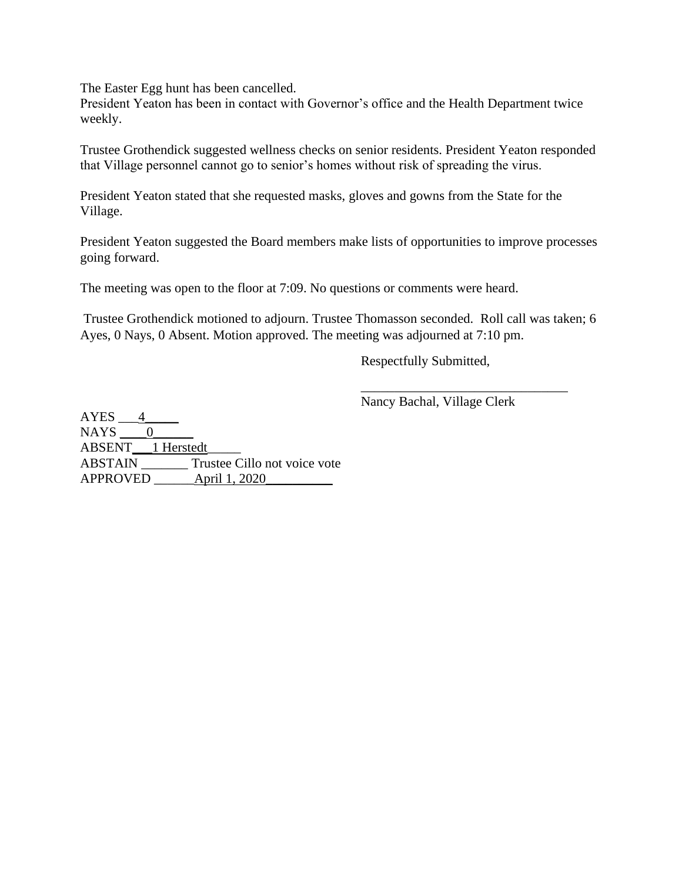The Easter Egg hunt has been cancelled.
President Yeaton has been in contact with Governor's office and the Health Department twice weekly.

Trustee Grothendick suggested wellness checks on senior residents. President Yeaton responded that Village personnel cannot go to senior's homes without risk of spreading the virus.

President Yeaton stated that she requested masks, gloves and gowns from the State for the Village.

President Yeaton suggested the Board members make lists of opportunities to improve processes going forward.

The meeting was open to the floor at 7:09. No questions or comments were heard.

Trustee Grothendick motioned to adjourn. Trustee Thomasson seconded. Roll call was taken; 6 Ayes, 0 Nays, 0 Absent. Motion approved. The meeting was adjourned at 7:10 pm.

Respectfully Submitted,

_______________________________
Nancy Bachal, Village Clerk

AYES ___4_____
NAYS ____0______
ABSENT___1 Herstedt_____
ABSTAIN _______ Trustee Cillo not voice vote
APPROVED ______April 1, 2020__________